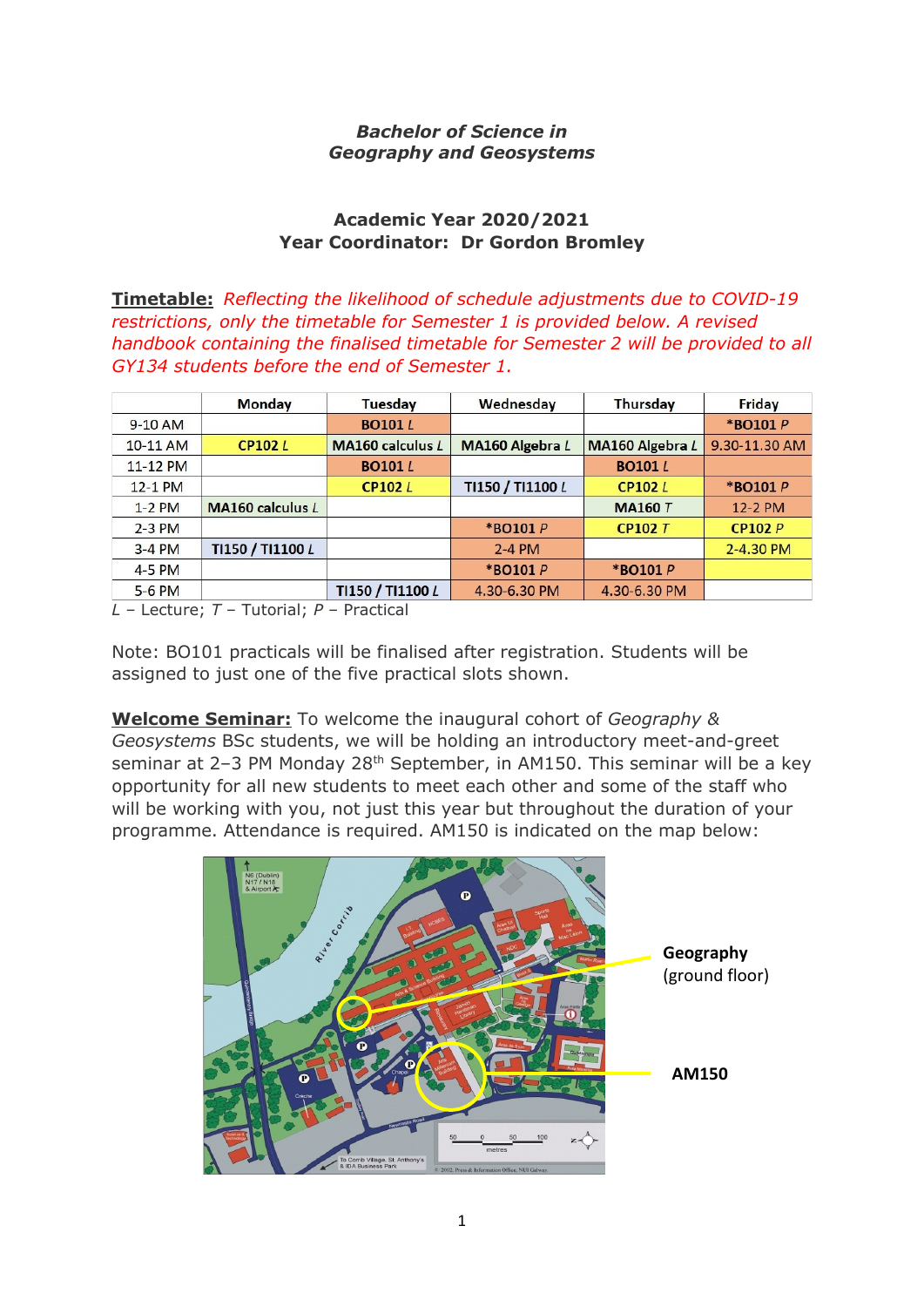*Bachelor of Science in*
*Geography and Geosystems*

**Academic Year 2020/2021**
**Year Coordinator: Dr Gordon Bromley**

**Timetable:** *Reflecting the likelihood of schedule adjustments due to COVID-19 restrictions, only the timetable for Semester 1 is provided below. A revised handbook containing the finalised timetable for Semester 2 will be provided to all GY134 students before the end of Semester 1.*

| | Monday | Tuesday | Wednesday | Thursday | Friday |
|---|---|---|---|---|---|
| 9-10 AM | | **BO101** *L* | | | ***BO101** *P* |
| 10-11 AM | **CP102** *L* | **MA160 calculus** *L* | **MA160 Algebra** *L* | **MA160 Algebra** *L* | 9.30-11.30 AM |
| 11-12 PM | | **BO101** *L* | | **BO101** *L* | |
| 12-1 PM | | **CP102** *L* | **TI150 / TI1100** *L* | **CP102** *L* | ***BO101** *P* |
| 1-2 PM | **MA160 calculus** *L* | | | **MA160** *T* | 12-2 PM |
| 2-3 PM | | | ***BO101** *P* | **CP102** *T* | **CP102** *P* |
| 3-4 PM | **TI150 / TI1100** *L* | | 2-4 PM | | 2-4.30 PM |
| 4-5 PM | | | ***BO101** *P* | ***BO101** *P* | |
| 5-6 PM | | **TI150 / TI1100** *L* | 4.30-6.30 PM | 4.30-6.30 PM | |

*L* – Lecture; *T* – Tutorial; *P* – Practical

Note: BO101 practicals will be finalised after registration. Students will be assigned to just one of the five practical slots shown.

**Welcome Seminar:** To welcome the inaugural cohort of *Geography & Geosystems* BSc students, we will be holding an introductory meet-and-greet seminar at 2–3 PM Monday 28th September, in AM150. This seminar will be a key opportunity for all new students to meet each other and some of the staff who will be working with you, not just this year but throughout the duration of your programme. Attendance is required. AM150 is indicated on the map below:

**Geography** (ground floor)

**AM150**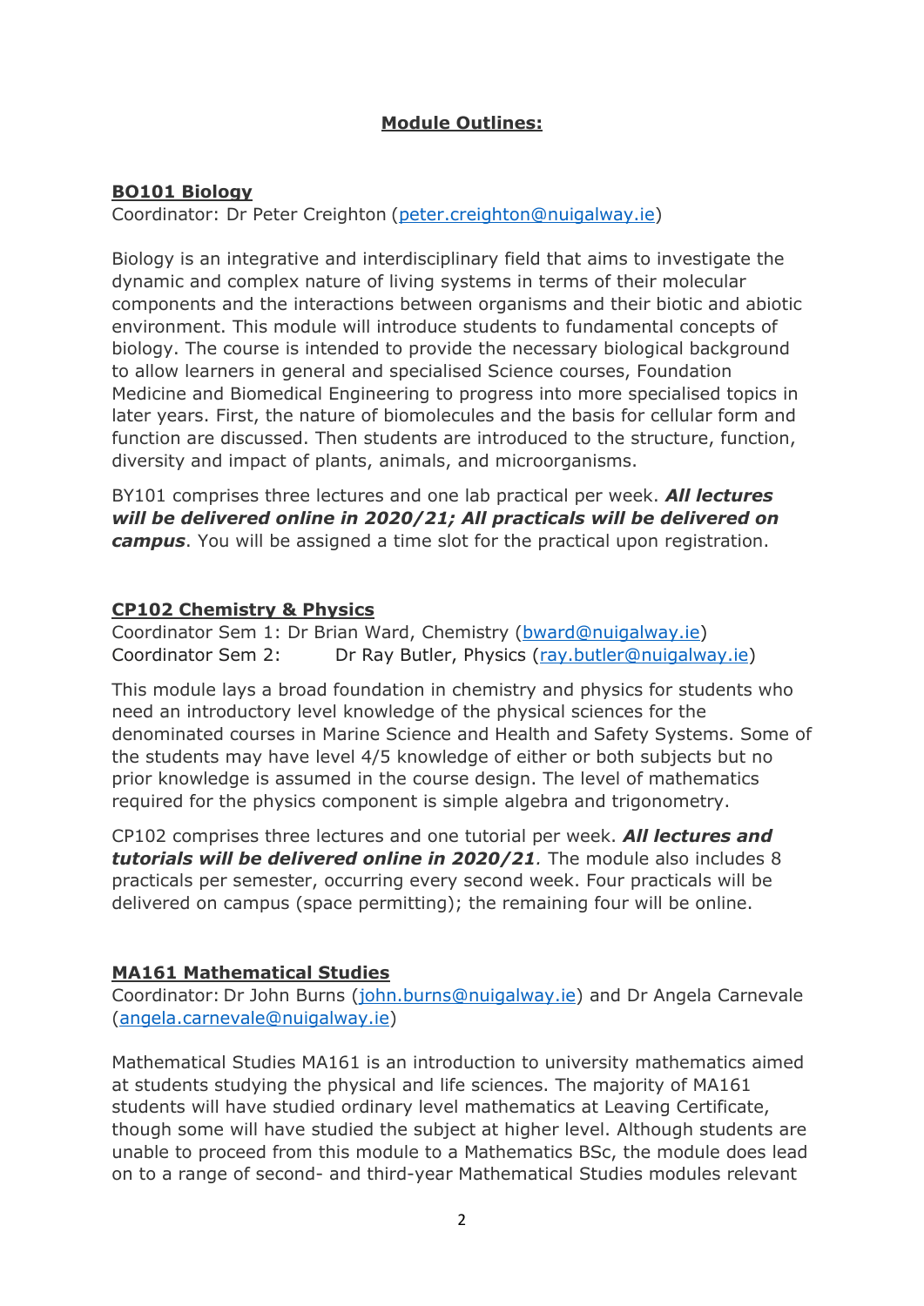# Module Outlines:

## BO101 Biology

Coordinator: Dr Peter Creighton (peter.creighton@nuigalway.ie)

Biology is an integrative and interdisciplinary field that aims to investigate the dynamic and complex nature of living systems in terms of their molecular components and the interactions between organisms and their biotic and abiotic environment. This module will introduce students to fundamental concepts of biology. The course is intended to provide the necessary biological background to allow learners in general and specialised Science courses, Foundation Medicine and Biomedical Engineering to progress into more specialised topics in later years. First, the nature of biomolecules and the basis for cellular form and function are discussed. Then students are introduced to the structure, function, diversity and impact of plants, animals, and microorganisms.

BY101 comprises three lectures and one lab practical per week. ***All lectures will be delivered online in 2020/21; All practicals will be delivered on campus***. You will be assigned a time slot for the practical upon registration.

## CP102 Chemistry & Physics

Coordinator Sem 1: Dr Brian Ward, Chemistry (bward@nuigalway.ie)
Coordinator Sem 2: Dr Ray Butler, Physics (ray.butler@nuigalway.ie)

This module lays a broad foundation in chemistry and physics for students who need an introductory level knowledge of the physical sciences for the denominated courses in Marine Science and Health and Safety Systems. Some of the students may have level 4/5 knowledge of either or both subjects but no prior knowledge is assumed in the course design. The level of mathematics required for the physics component is simple algebra and trigonometry.

CP102 comprises three lectures and one tutorial per week. ***All lectures and tutorials will be delivered online in 2020/21***. The module also includes 8 practicals per semester, occurring every second week. Four practicals will be delivered on campus (space permitting); the remaining four will be online.

## MA161 Mathematical Studies

Coordinator: Dr John Burns (john.burns@nuigalway.ie) and Dr Angela Carnevale (angela.carnevale@nuigalway.ie)

Mathematical Studies MA161 is an introduction to university mathematics aimed at students studying the physical and life sciences. The majority of MA161 students will have studied ordinary level mathematics at Leaving Certificate, though some will have studied the subject at higher level. Although students are unable to proceed from this module to a Mathematics BSc, the module does lead on to a range of second- and third-year Mathematical Studies modules relevant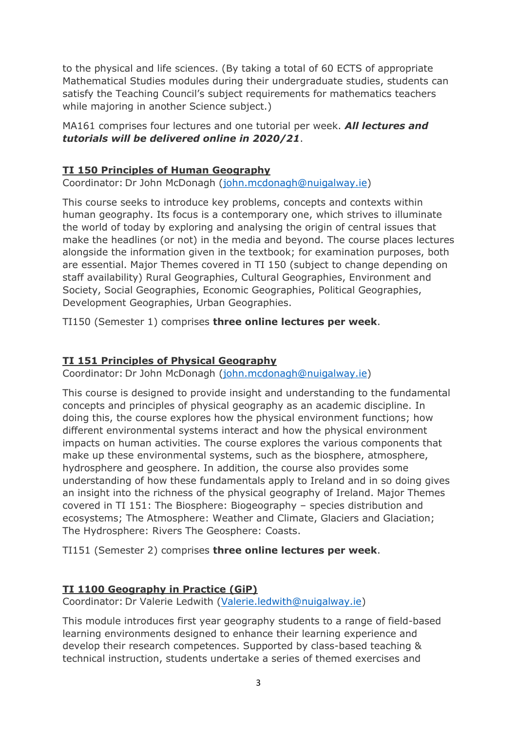to the physical and life sciences. (By taking a total of 60 ECTS of appropriate Mathematical Studies modules during their undergraduate studies, students can satisfy the Teaching Council's subject requirements for mathematics teachers while majoring in another Science subject.)

MA161 comprises four lectures and one tutorial per week. ***All lectures and tutorials will be delivered online in 2020/21***.

### TI 150 Principles of Human Geography

Coordinator: Dr John McDonagh ([john.mcdonagh@nuigalway.ie](mailto:john.mcdonagh@nuigalway.ie))

This course seeks to introduce key problems, concepts and contexts within human geography. Its focus is a contemporary one, which strives to illuminate the world of today by exploring and analysing the origin of central issues that make the headlines (or not) in the media and beyond. The course places lectures alongside the information given in the textbook; for examination purposes, both are essential. Major Themes covered in TI 150 (subject to change depending on staff availability) Rural Geographies, Cultural Geographies, Environment and Society, Social Geographies, Economic Geographies, Political Geographies, Development Geographies, Urban Geographies.

TI150 (Semester 1) comprises **three online lectures per week**.

### TI 151 Principles of Physical Geography

Coordinator: Dr John McDonagh ([john.mcdonagh@nuigalway.ie](mailto:john.mcdonagh@nuigalway.ie))

This course is designed to provide insight and understanding to the fundamental concepts and principles of physical geography as an academic discipline. In doing this, the course explores how the physical environment functions; how different environmental systems interact and how the physical environment impacts on human activities. The course explores the various components that make up these environmental systems, such as the biosphere, atmosphere, hydrosphere and geosphere. In addition, the course also provides some understanding of how these fundamentals apply to Ireland and in so doing gives an insight into the richness of the physical geography of Ireland. Major Themes covered in TI 151: The Biosphere: Biogeography – species distribution and ecosystems; The Atmosphere: Weather and Climate, Glaciers and Glaciation; The Hydrosphere: Rivers The Geosphere: Coasts.

TI151 (Semester 2) comprises **three online lectures per week**.

### TI 1100 Geography in Practice (GiP)

Coordinator: Dr Valerie Ledwith ([Valerie.ledwith@nuigalway.ie](mailto:Valerie.ledwith@nuigalway.ie))

This module introduces first year geography students to a range of field-based learning environments designed to enhance their learning experience and develop their research competences. Supported by class-based teaching & technical instruction, students undertake a series of themed exercises and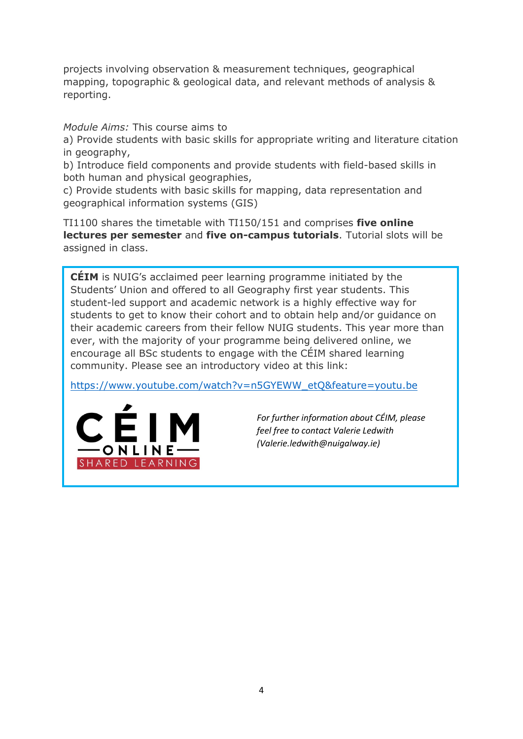projects involving observation & measurement techniques, geographical mapping, topographic & geological data, and relevant methods of analysis & reporting.

*Module Aims:* This course aims to
a) Provide students with basic skills for appropriate writing and literature citation in geography,
b) Introduce field components and provide students with field-based skills in both human and physical geographies,
c) Provide students with basic skills for mapping, data representation and geographical information systems (GIS)

TI1100 shares the timetable with TI150/151 and comprises **five online lectures per semester** and **five on-campus tutorials**. Tutorial slots will be assigned in class.

**CÉIM** is NUIG's acclaimed peer learning programme initiated by the Students' Union and offered to all Geography first year students. This student-led support and academic network is a highly effective way for students to get to know their cohort and to obtain help and/or guidance on their academic careers from their fellow NUIG students. This year more than ever, with the majority of your programme being delivered online, we encourage all BSc students to engage with the CÉIM shared learning community. Please see an introductory video at this link:

https://www.youtube.com/watch?v=n5GYEWW_etQ&feature=youtu.be

CÉIM
ONLINE
SHARED LEARNING

*For further information about CÉIM, please feel free to contact Valerie Ledwith (Valerie.ledwith@nuigalway.ie)*